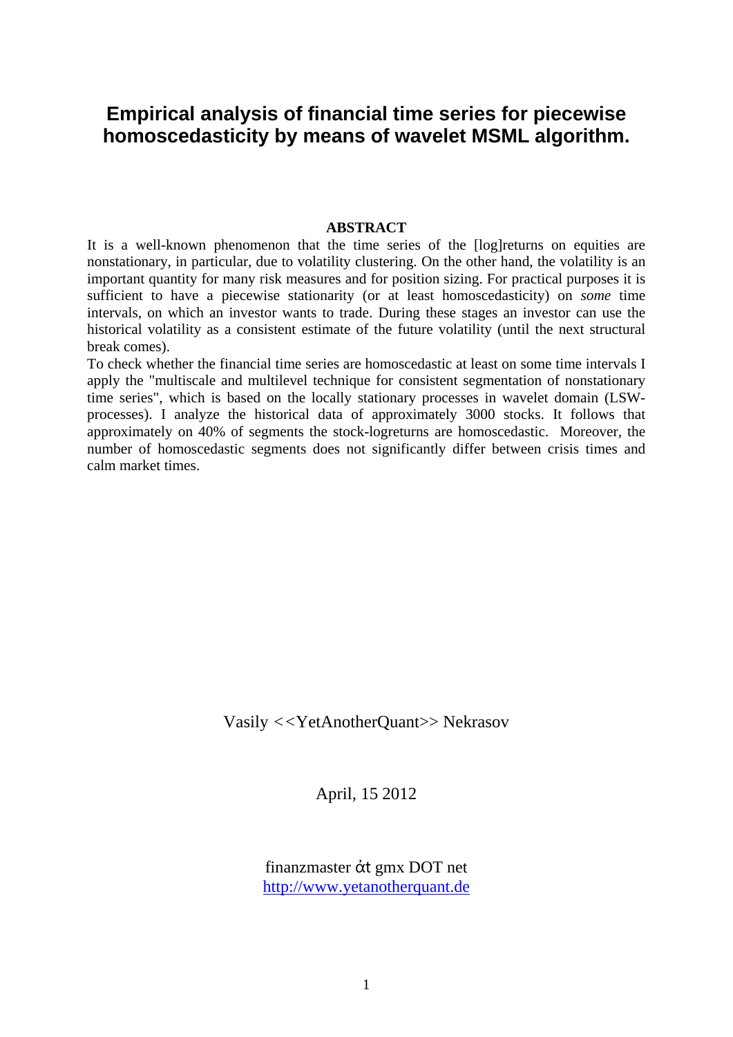# Empirical analysis of financial time series for piecewise homoscedasticity by means of wavelet MSML algorithm.

**ABSTRACT**

It is a well-known phenomenon that the time series of the [log]returns on equities are nonstationary, in particular, due to volatility clustering. On the other hand, the volatility is an important quantity for many risk measures and for position sizing. For practical purposes it is sufficient to have a piecewise stationarity (or at least homoscedasticity) on *some* time intervals, on which an investor wants to trade. During these stages an investor can use the historical volatility as a consistent estimate of the future volatility (until the next structural break comes).

To check whether the financial time series are homoscedastic at least on some time intervals I apply the "multiscale and multilevel technique for consistent segmentation of nonstationary time series", which is based on the locally stationary processes in wavelet domain (LSW-processes). I analyze the historical data of approximately 3000 stocks. It follows that approximately on 40% of segments the stock-logreturns are homoscedastic. Moreover, the number of homoscedastic segments does not significantly differ between crisis times and calm market times.

Vasily <<YetAnotherQuant>> Nekrasov

April, 15 2012

finanzmaster ἀt gmx DOT net
http://www.yetanotherquant.de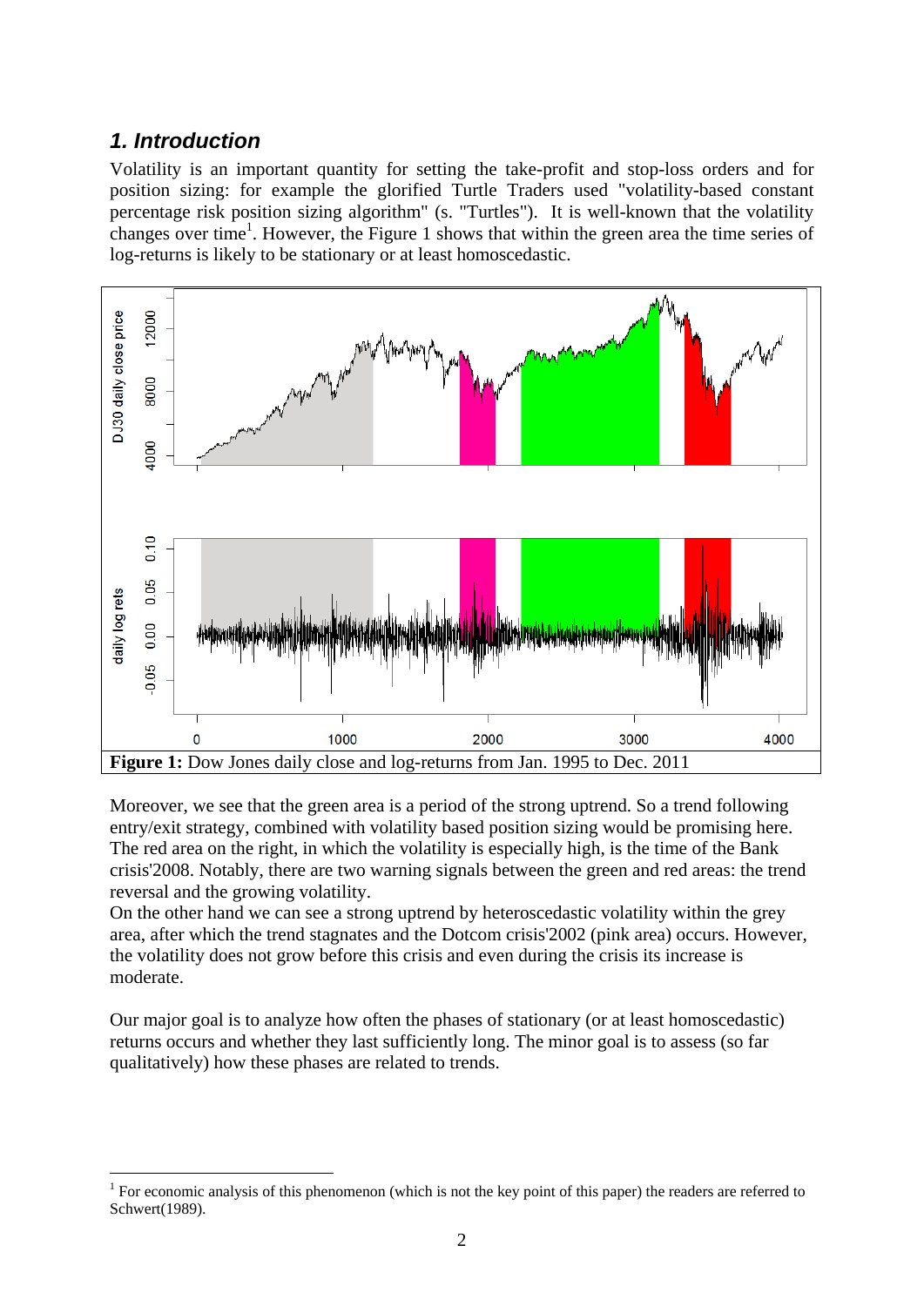## 1. Introduction

Volatility is an important quantity for setting the take-profit and stop-loss orders and for position sizing: for example the glorified Turtle Traders used "volatility-based constant percentage risk position sizing algorithm" (s. "Turtles"). It is well-known that the volatility changes over time[1]. However, the Figure 1 shows that within the green area the time series of log-returns is likely to be stationary or at least homoscedastic.

**Figure 1:** Dow Jones daily close and log-returns from Jan. 1995 to Dec. 2011

Moreover, we see that the green area is a period of the strong uptrend. So a trend following entry/exit strategy, combined with volatility based position sizing would be promising here. The red area on the right, in which the volatility is especially high, is the time of the Bank crisis'2008. Notably, there are two warning signals between the green and red areas: the trend reversal and the growing volatility.
On the other hand we can see a strong uptrend by heteroscedastic volatility within the grey area, after which the trend stagnates and the Dotcom crisis'2002 (pink area) occurs. However, the volatility does not grow before this crisis and even during the crisis its increase is moderate.

Our major goal is to analyze how often the phases of stationary (or at least homoscedastic) returns occurs and whether they last sufficiently long. The minor goal is to assess (so far qualitatively) how these phases are related to trends.

[1] For economic analysis of this phenomenon (which is not the key point of this paper) the readers are referred to Schwert(1989).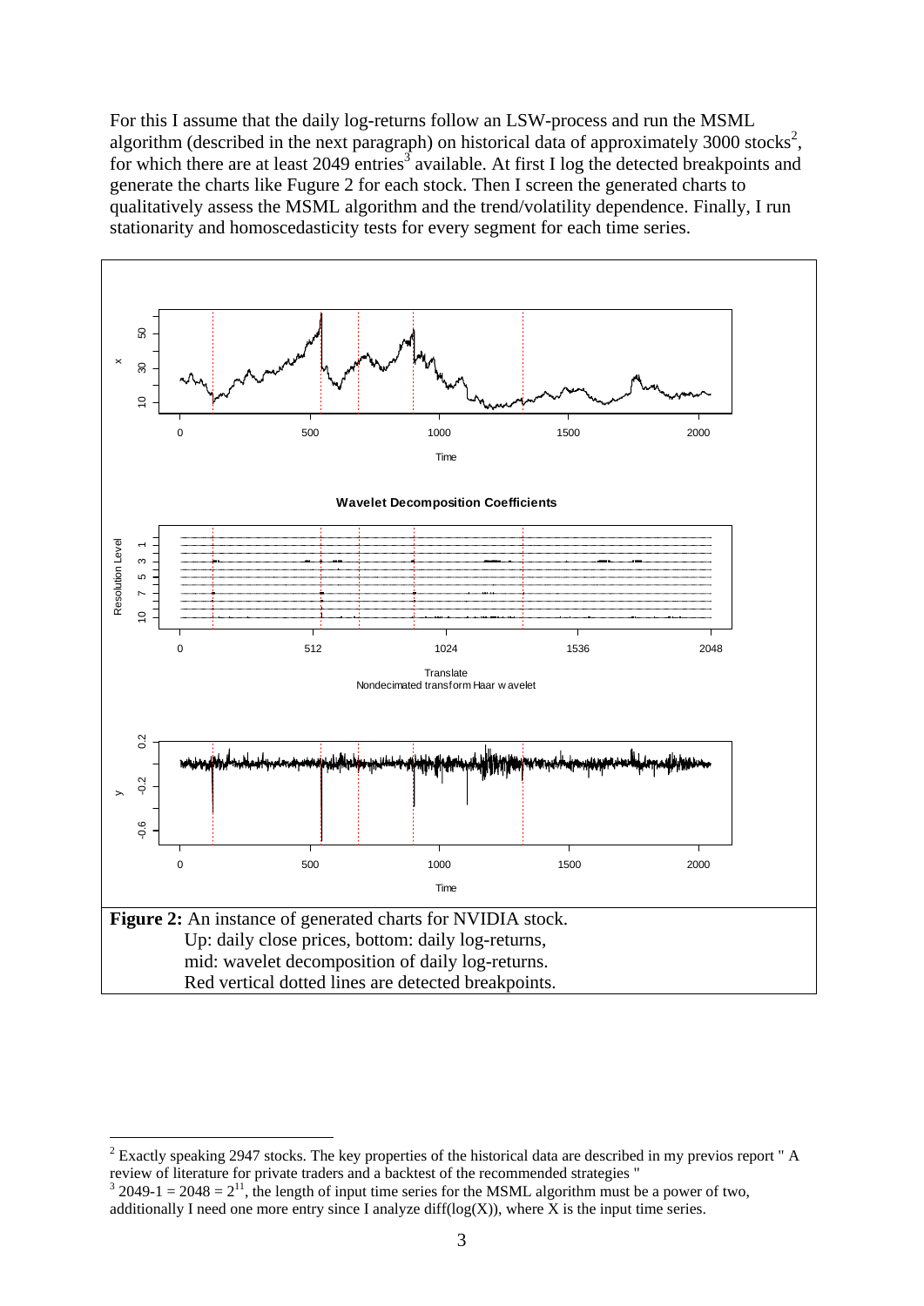For this I assume that the daily log-returns follow an LSW-process and run the MSML algorithm (described in the next paragraph) on historical data of approximately 3000 stocks[2], for which there are at least 2049 entries[3] available. At first I log the detected breakpoints and generate the charts like Fugure 2 for each stock. Then I screen the generated charts to qualitatively assess the MSML algorithm and the trend/volatility dependence. Finally, I run stationarity and homoscedasticity tests for every segment for each time series.

**Figure 2:** An instance of generated charts for NVIDIA stock.
Up: daily close prices, bottom: daily log-returns,
mid: wavelet decomposition of daily log-returns.
Red vertical dotted lines are detected breakpoints.

---

[2] Exactly speaking 2947 stocks. The key properties of the historical data are described in my previos report " A review of literature for private traders and a backtest of the recommended strategies "

[3] $2049-1 = 2048 = 2^{11}$, the length of input time series for the MSML algorithm must be a power of two, additionally I need one more entry since I analyze diff(log(X)), where X is the input time series.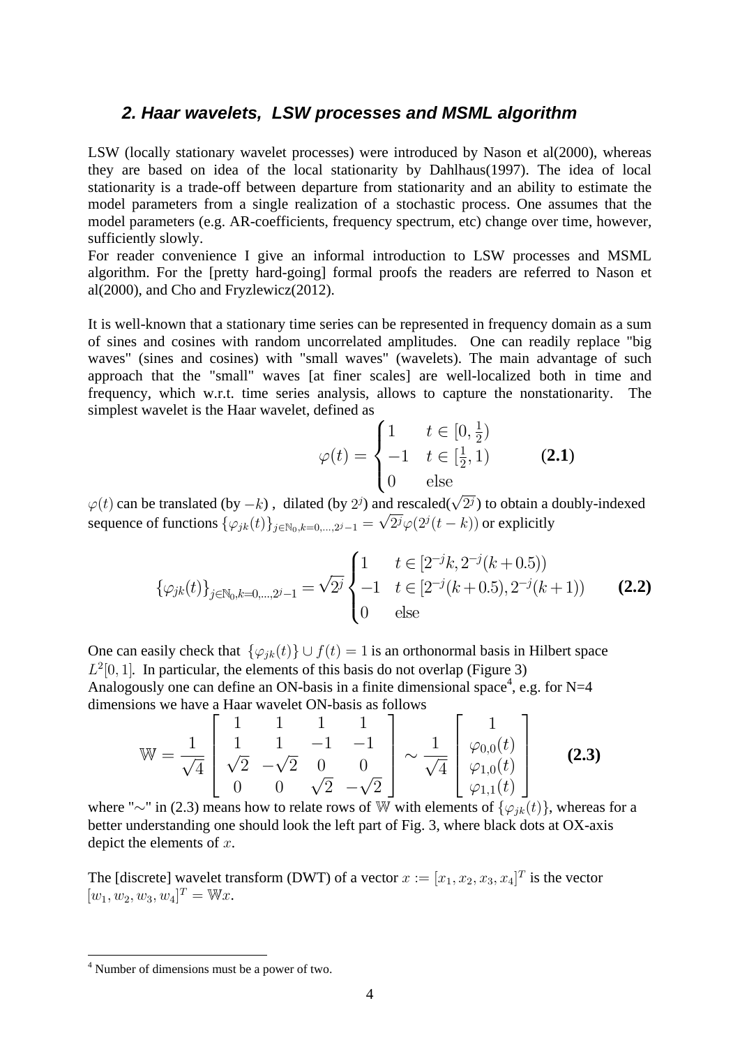## *2. Haar wavelets, LSW processes and MSML algorithm*

LSW (locally stationary wavelet processes) were introduced by Nason et al(2000), whereas they are based on idea of the local stationarity by Dahlhaus(1997). The idea of local stationarity is a trade-off between departure from stationarity and an ability to estimate the model parameters from a single realization of a stochastic process. One assumes that the model parameters (e.g. AR-coefficients, frequency spectrum, etc) change over time, however, sufficiently slowly.

For reader convenience I give an informal introduction to LSW processes and MSML algorithm. For the [pretty hard-going] formal proofs the readers are referred to Nason et al(2000), and Cho and Fryzlewicz(2012).

It is well-known that a stationary time series can be represented in frequency domain as a sum of sines and cosines with random uncorrelated amplitudes. One can readily replace "big waves" (sines and cosines) with "small waves" (wavelets). The main advantage of such approach that the "small" waves [at finer scales] are well-localized both in time and frequency, which w.r.t. time series analysis, allows to capture the nonstationarity. The simplest wavelet is the Haar wavelet, defined as

$$\varphi(t) = \begin{cases} 1 & t \in [0, \frac{1}{2}) \\ -1 & t \in [\frac{1}{2}, 1) \\ 0 & \text{else} \end{cases} \qquad \textbf{(2.1)}$$

$\varphi(t)$ can be translated (by $-k$) , dilated (by $2^j$) and rescaled($\sqrt{2^j}$) to obtain a doubly-indexed sequence of functions $\{\varphi_{jk}(t)\}_{j\in\mathbb{N}_0, k=0,\ldots,2^j-1} = \sqrt{2^j}\varphi(2^j(t-k))$ or explicitly

$$\{\varphi_{jk}(t)\}_{j\in\mathbb{N}_0, k=0,\ldots,2^j-1} = \sqrt{2^j}\begin{cases} 1 & t \in [2^{-j}k, 2^{-j}(k+0.5)) \\ -1 & t \in [2^{-j}(k+0.5), 2^{-j}(k+1)) \\ 0 & \text{else} \end{cases} \qquad \textbf{(2.2)}$$

One can easily check that $\{\varphi_{jk}(t)\} \cup f(t) = 1$ is an orthonormal basis in Hilbert space $L^2[0,1]$. In particular, the elements of this basis do not overlap (Figure 3)
Analogously one can define an ON-basis in a finite dimensional space[4], e.g. for N=4 dimensions we have a Haar wavelet ON-basis as follows

$$\mathbb{W} = \frac{1}{\sqrt{4}}\begin{bmatrix} 1 & 1 & 1 & 1 \\ 1 & 1 & -1 & -1 \\ \sqrt{2} & -\sqrt{2} & 0 & 0 \\ 0 & 0 & \sqrt{2} & -\sqrt{2} \end{bmatrix} \sim \frac{1}{\sqrt{4}}\begin{bmatrix} 1 \\ \varphi_{0,0}(t) \\ \varphi_{1,0}(t) \\ \varphi_{1,1}(t) \end{bmatrix} \qquad \textbf{(2.3)}$$

where "$\sim$" in (2.3) means how to relate rows of $\mathbb{W}$ with elements of $\{\varphi_{jk}(t)\}$, whereas for a better understanding one should look the left part of Fig. 3, where black dots at OX-axis depict the elements of $x$.

The [discrete] wavelet transform (DWT) of a vector $x := [x_1, x_2, x_3, x_4]^T$ is the vector $[w_1, w_2, w_3, w_4]^T = \mathbb{W}x$.

[4] Number of dimensions must be a power of two.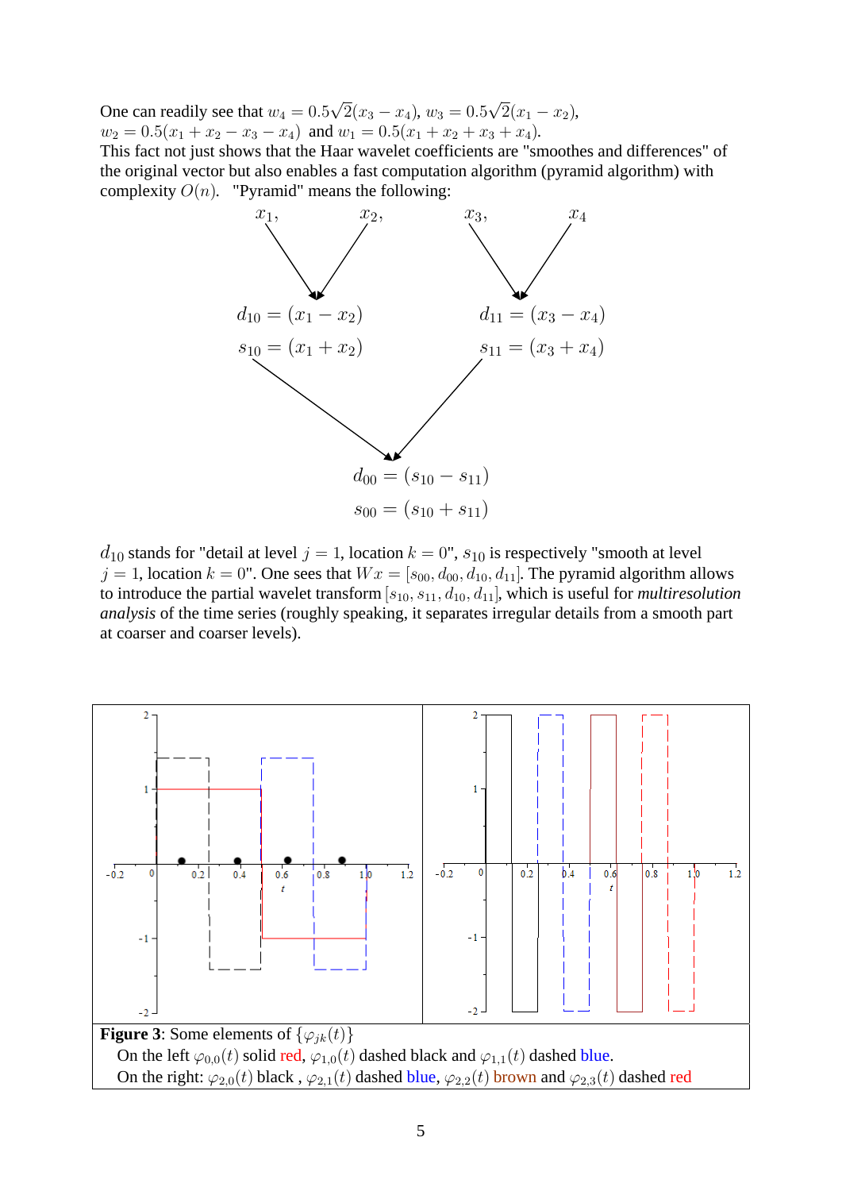One can readily see that $w_4 = 0.5\sqrt{2}(x_3 - x_4)$, $w_3 = 0.5\sqrt{2}(x_1 - x_2)$, $w_2 = 0.5(x_1 + x_2 - x_3 - x_4)$ and $w_1 = 0.5(x_1 + x_2 + x_3 + x_4)$.
This fact not just shows that the Haar wavelet coefficients are "smoothes and differences" of the original vector but also enables a fast computation algorithm (pyramid algorithm) with complexity $O(n)$. "Pyramid" means the following:

$$x_1, \quad x_2, \qquad\qquad x_3, \quad x_4$$

$$d_{10} = (x_1 - x_2) \qquad\qquad d_{11} = (x_3 - x_4)$$
$$s_{10} = (x_1 + x_2) \qquad\qquad s_{11} = (x_3 + x_4)$$

$$d_{00} = (s_{10} - s_{11})$$
$$s_{00} = (s_{10} + s_{11})$$

$d_{10}$ stands for "detail at level $j = 1$, location $k = 0$", $s_{10}$ is respectively "smooth at level $j = 1$, location $k = 0$". One sees that $Wx = [s_{00}, d_{00}, d_{10}, d_{11}]$. The pyramid algorithm allows to introduce the partial wavelet transform $[s_{10}, s_{11}, d_{10}, d_{11}]$, which is useful for *multiresolution analysis* of the time series (roughly speaking, it separates irregular details from a smooth part at coarser and coarser levels).

**Figure 3**: Some elements of $\{\varphi_{jk}(t)\}$
On the left $\varphi_{0,0}(t)$ solid red, $\varphi_{1,0}(t)$ dashed black and $\varphi_{1,1}(t)$ dashed blue.
On the right: $\varphi_{2,0}(t)$ black , $\varphi_{2,1}(t)$ dashed blue, $\varphi_{2,2}(t)$ brown and $\varphi_{2,3}(t)$ dashed red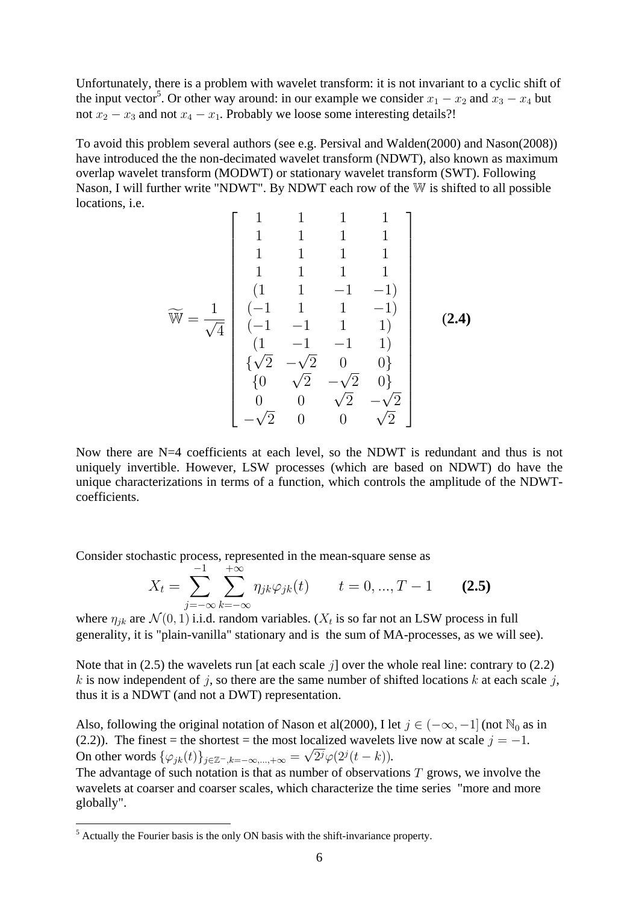Unfortunately, there is a problem with wavelet transform: it is not invariant to a cyclic shift of the input vector[5]. Or other way around: in our example we consider $x_1 - x_2$ and $x_3 - x_4$ but not $x_2 - x_3$ and not $x_4 - x_1$. Probably we loose some interesting details?!

To avoid this problem several authors (see e.g. Persival and Walden(2000) and Nason(2008)) have introduced the the non-decimated wavelet transform (NDWT), also known as maximum overlap wavelet transform (MODWT) or stationary wavelet transform (SWT). Following Nason, I will further write "NDWT". By NDWT each row of the $\mathbb{W}$ is shifted to all possible locations, i.e.

$$\widetilde{\mathbb{W}} = \frac{1}{\sqrt{4}} \begin{bmatrix} 1 & 1 & 1 & 1 \\ 1 & 1 & 1 & 1 \\ 1 & 1 & 1 & 1 \\ 1 & 1 & 1 & 1 \\ (1 & 1 & -1 & -1) \\ (-1 & 1 & 1 & -1) \\ (-1 & -1 & 1 & 1) \\ (1 & -1 & -1 & 1) \\ \{\sqrt{2} & -\sqrt{2} & 0 & 0\} \\ \{0 & \sqrt{2} & -\sqrt{2} & 0\} \\ 0 & 0 & \sqrt{2} & -\sqrt{2} \\ -\sqrt{2} & 0 & 0 & \sqrt{2} \end{bmatrix} \qquad \textbf{(2.4)}$$

Now there are N=4 coefficients at each level, so the NDWT is redundant and thus is not uniquely invertible. However, LSW processes (which are based on NDWT) do have the unique characterizations in terms of a function, which controls the amplitude of the NDWT-coefficients.

Consider stochastic process, represented in the mean-square sense as

$$X_t = \sum_{j=-\infty}^{-1} \sum_{k=-\infty}^{+\infty} \eta_{jk} \varphi_{jk}(t) \qquad t = 0, ..., T-1 \qquad \textbf{(2.5)}$$

where $\eta_{jk}$ are $\mathcal{N}(0,1)$ i.i.d. random variables. ($X_t$ is so far not an LSW process in full generality, it is "plain-vanilla" stationary and is the sum of MA-processes, as we will see).

Note that in (2.5) the wavelets run [at each scale $j$] over the whole real line: contrary to (2.2) $k$ is now independent of $j$, so there are the same number of shifted locations $k$ at each scale $j$, thus it is a NDWT (and not a DWT) representation.

Also, following the original notation of Nason et al(2000), I let $j \in (-\infty, -1]$ (not $\mathbb{N}_0$ as in (2.2)). The finest = the shortest = the most localized wavelets live now at scale $j = -1$. On other words $\{\varphi_{jk}(t)\}_{j \in \mathbb{Z}^-, k=-\infty,...,+\infty} = \sqrt{2^j}\varphi(2^j(t-k))$.
The advantage of such notation is that as number of observations $T$ grows, we involve the wavelets at coarser and coarser scales, which characterize the time series "more and more globally".

[5] Actually the Fourier basis is the only ON basis with the shift-invariance property.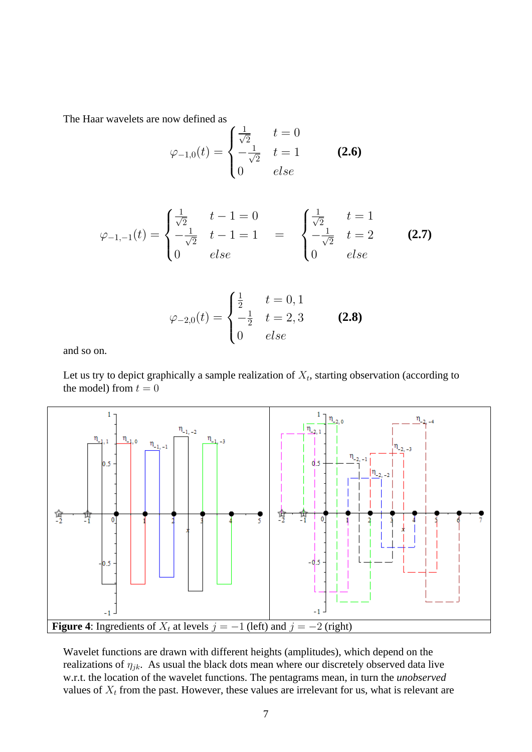The Haar wavelets are now defined as

$$\varphi_{-1,0}(t) = \begin{cases} \frac{1}{\sqrt{2}} & t = 0 \\ -\frac{1}{\sqrt{2}} & t = 1 \\ 0 & else \end{cases} \qquad \textbf{(2.6)}$$

$$\varphi_{-1,-1}(t) = \begin{cases} \frac{1}{\sqrt{2}} & t-1 = 0 \\ -\frac{1}{\sqrt{2}} & t-1 = 1 \\ 0 & else \end{cases} = \begin{cases} \frac{1}{\sqrt{2}} & t = 1 \\ -\frac{1}{\sqrt{2}} & t = 2 \\ 0 & else \end{cases} \qquad \textbf{(2.7)}$$

$$\varphi_{-2,0}(t) = \begin{cases} \frac{1}{2} & t = 0,1 \\ -\frac{1}{2} & t = 2,3 \\ 0 & else \end{cases} \qquad \textbf{(2.8)}$$

and so on.

Let us try to depict graphically a sample realization of $X_t$, starting observation (according to the model) from $t = 0$

**Figure 4**: Ingredients of $X_t$ at levels $j = -1$ (left) and $j = -2$ (right)

Wavelet functions are drawn with different heights (amplitudes), which depend on the realizations of $\eta_{jk}$. As usual the black dots mean where our discretely observed data live w.r.t. the location of the wavelet functions. The pentagrams mean, in turn the *unobserved* values of $X_t$ from the past. However, these values are irrelevant for us, what is relevant are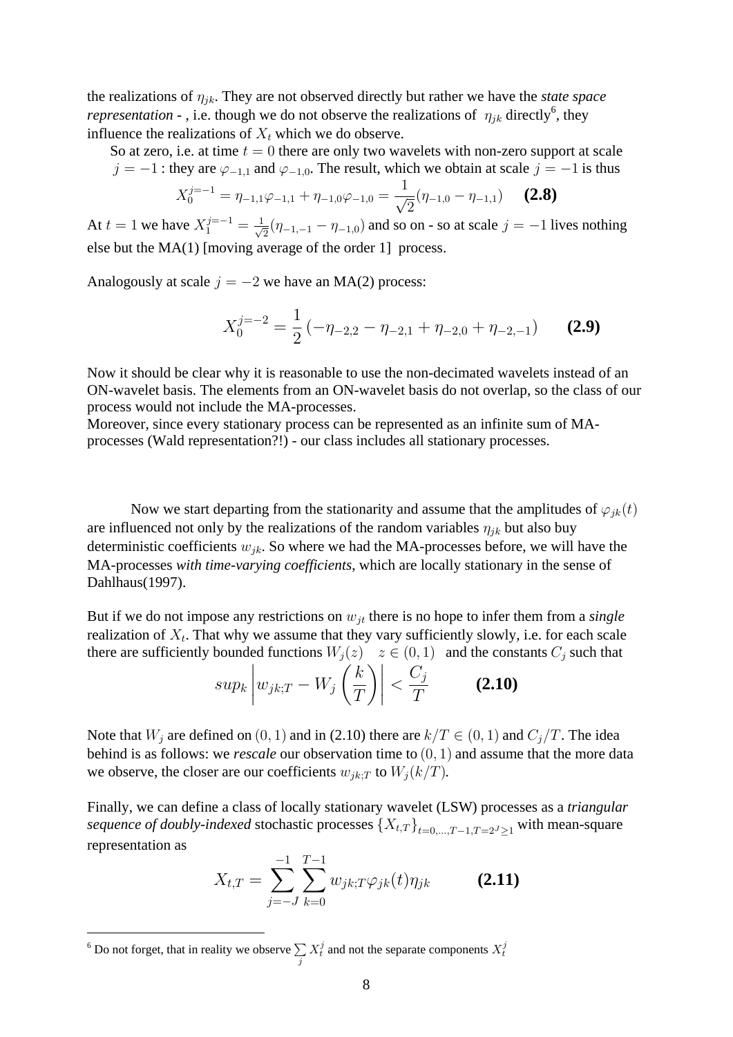the realizations of $\eta_{jk}$. They are not observed directly but rather we have the *state space representation* - , i.e. though we do not observe the realizations of $\eta_{jk}$ directly[6], they influence the realizations of $X_t$ which we do observe.

So at zero, i.e. at time $t = 0$ there are only two wavelets with non-zero support at scale $j = -1$ : they are $\varphi_{-1,1}$ and $\varphi_{-1,0}$. The result, which we obtain at scale $j = -1$ is thus

$$X_0^{j=-1} = \eta_{-1,1}\varphi_{-1,1} + \eta_{-1,0}\varphi_{-1,0} = \frac{1}{\sqrt{2}}(\eta_{-1,0} - \eta_{-1,1}) \qquad \textbf{(2.8)}$$

At $t = 1$ we have $X_1^{j=-1} = \frac{1}{\sqrt{2}}(\eta_{-1,-1} - \eta_{-1,0})$ and so on - so at scale $j = -1$ lives nothing else but the MA(1) [moving average of the order 1] process.

Analogously at scale $j = -2$ we have an MA(2) process:

$$X_0^{j=-2} = \frac{1}{2}\left(-\eta_{-2,2} - \eta_{-2,1} + \eta_{-2,0} + \eta_{-2,-1}\right) \qquad \textbf{(2.9)}$$

Now it should be clear why it is reasonable to use the non-decimated wavelets instead of an ON-wavelet basis. The elements from an ON-wavelet basis do not overlap, so the class of our process would not include the MA-processes.
Moreover, since every stationary process can be represented as an infinite sum of MA-processes (Wald representation?!) - our class includes all stationary processes.

Now we start departing from the stationarity and assume that the amplitudes of $\varphi_{jk}(t)$ are influenced not only by the realizations of the random variables $\eta_{jk}$ but also buy deterministic coefficients $w_{jk}$. So where we had the MA-processes before, we will have the MA-processes *with time-varying coefficients*, which are locally stationary in the sense of Dahlhaus(1997).

But if we do not impose any restrictions on $w_{jt}$ there is no hope to infer them from a *single* realization of $X_t$. That why we assume that they vary sufficiently slowly, i.e. for each scale there are sufficiently bounded functions $W_j(z) \quad z \in (0,1)$ and the constants $C_j$ such that

$$sup_k \left| w_{jk;T} - W_j\left(\frac{k}{T}\right) \right| < \frac{C_j}{T} \qquad \textbf{(2.10)}$$

Note that $W_j$ are defined on $(0,1)$ and in (2.10) there are $k/T \in (0,1)$ and $C_j/T$. The idea behind is as follows: we *rescale* our observation time to $(0,1)$ and assume that the more data we observe, the closer are our coefficients $w_{jk;T}$ to $W_j(k/T)$.

Finally, we can define a class of locally stationary wavelet (LSW) processes as a *triangular sequence of doubly-indexed* stochastic processes $\{X_{t,T}\}_{t=0,\ldots,T-1,T=2^J\geq 1}$ with mean-square representation as

$$X_{t,T} = \sum_{j=-J}^{-1} \sum_{k=0}^{T-1} w_{jk;T}\varphi_{jk}(t)\eta_{jk} \qquad \textbf{(2.11)}$$

[6] Do not forget, that in reality we observe $\sum_j X_t^j$ and not the separate components $X_t^j$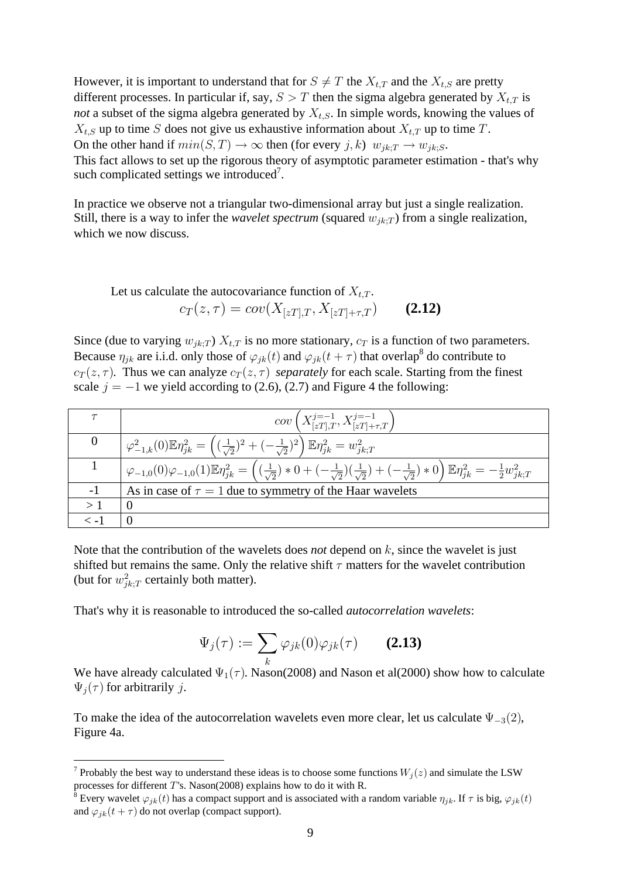However, it is important to understand that for $S \neq T$ the $X_{t,T}$ and the $X_{t,S}$ are pretty different processes. In particular if, say, $S > T$ then the sigma algebra generated by $X_{t,T}$ is *not* a subset of the sigma algebra generated by $X_{t,S}$. In simple words, knowing the values of $X_{t,S}$ up to time $S$ does not give us exhaustive information about $X_{t,T}$ up to time $T$.
On the other hand if $min(S,T) \to \infty$ then (for every $j,k$) $w_{jk;T} \to w_{jk;S}$.
This fact allows to set up the rigorous theory of asymptotic parameter estimation - that's why such complicated settings we introduced[7].

In practice we observe not a triangular two-dimensional array but just a single realization. Still, there is a way to infer the *wavelet spectrum* (squared $w_{jk;T}$) from a single realization, which we now discuss.

Let us calculate the autocovariance function of $X_{t,T}$.

$$c_T(z,\tau) = cov(X_{[zT],T}, X_{[zT]+\tau,T}) \qquad \textbf{(2.12)}$$

Since (due to varying $w_{jk;T}$) $X_{t,T}$ is no more stationary, $c_T$ is a function of two parameters. Because $\eta_{jk}$ are i.i.d. only those of $\varphi_{jk}(t)$ and $\varphi_{jk}(t+\tau)$ that overlap[8] do contribute to $c_T(z,\tau)$. Thus we can analyze $c_T(z,\tau)$ *separately* for each scale. Starting from the finest scale $j=-1$ we yield according to (2.6), (2.7) and Figure 4 the following:

| $\tau$ | $cov\left(X_{[zT],T}^{j=-1}, X_{[zT]+\tau,T}^{j=-1}\right)$ |
|---|---|
| 0 | $\varphi_{-1,k}^2(0)\mathbb{E}\eta_{jk}^2 = \left((\frac{1}{\sqrt{2}})^2 + (-\frac{1}{\sqrt{2}})^2\right)\mathbb{E}\eta_{jk}^2 = w_{jk;T}^2$ |
| 1 | $\varphi_{-1,0}(0)\varphi_{-1,0}(1)\mathbb{E}\eta_{jk}^2 = \left((\frac{1}{\sqrt{2}})*0 + (-\frac{1}{\sqrt{2}})(\frac{1}{\sqrt{2}}) + (-\frac{1}{\sqrt{2}})*0\right)\mathbb{E}\eta_{jk}^2 = -\frac{1}{2}w_{jk;T}^2$ |
| -1 | As in case of $\tau = 1$ due to symmetry of the Haar wavelets |
| > 1 | 0 |
| < -1 | 0 |

Note that the contribution of the wavelets does *not* depend on $k$, since the wavelet is just shifted but remains the same. Only the relative shift $\tau$ matters for the wavelet contribution (but for $w_{jk;T}^2$ certainly both matter).

That's why it is reasonable to introduced the so-called *autocorrelation wavelets*:

$$\Psi_j(\tau) := \sum_k \varphi_{jk}(0)\varphi_{jk}(\tau) \qquad \textbf{(2.13)}$$

We have already calculated $\Psi_1(\tau)$. Nason(2008) and Nason et al(2000) show how to calculate $\Psi_j(\tau)$ for arbitrarily $j$.

To make the idea of the autocorrelation wavelets even more clear, let us calculate $\Psi_{-3}(2)$, Figure 4a.

[7] Probably the best way to understand these ideas is to choose some functions $W_j(z)$ and simulate the LSW processes for different $T$'s. Nason(2008) explains how to do it with R.

[8] Every wavelet $\varphi_{jk}(t)$ has a compact support and is associated with a random variable $\eta_{jk}$. If $\tau$ is big, $\varphi_{jk}(t)$ and $\varphi_{jk}(t+\tau)$ do not overlap (compact support).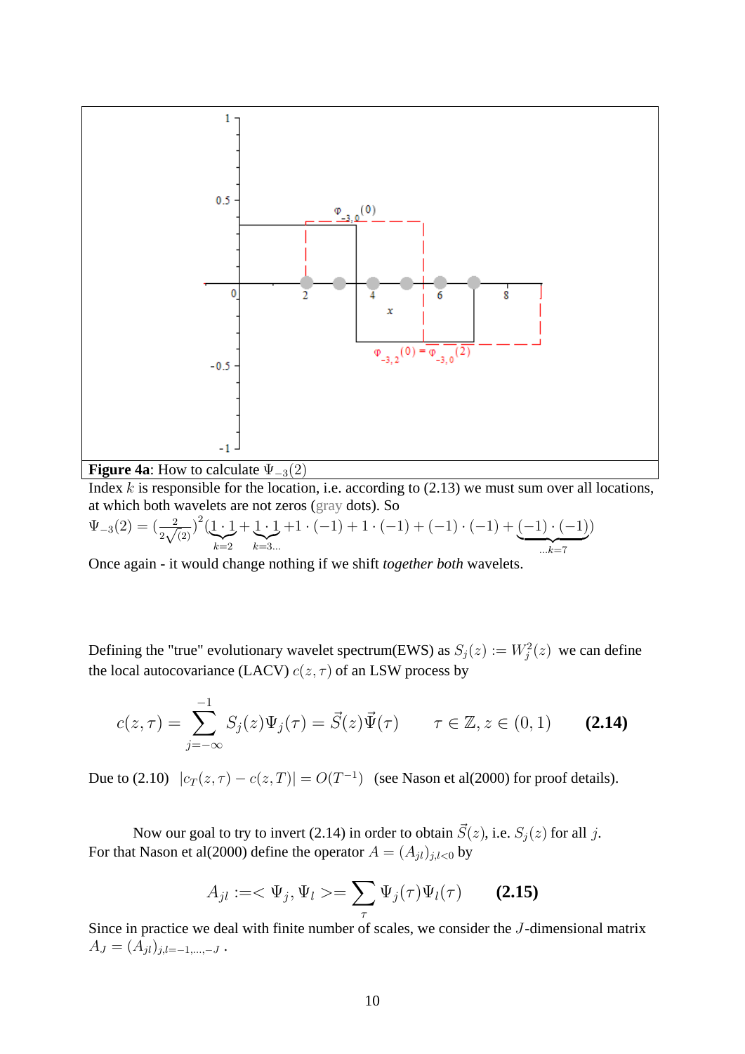**Figure 4a**: How to calculate $\Psi_{-3}(2)$

Index $k$ is responsible for the location, i.e. according to (2.13) we must sum over all locations, at which both wavelets are not zeros (gray dots). So

$$\Psi_{-3}(2) = \left(\frac{2}{2\sqrt{(2)}}\right)^2 (\underbrace{1 \cdot 1}_{k=2} + \underbrace{1 \cdot 1}_{k=3...} + 1 \cdot (-1) + 1 \cdot (-1) + (-1) \cdot (-1) + \underbrace{(-1) \cdot (-1)}_{...k=7})$$

Once again - it would change nothing if we shift *together both* wavelets.

Defining the "true" evolutionary wavelet spectrum(EWS) as $S_j(z) := W_j^2(z)$ we can define the local autocovariance (LACV) $c(z,\tau)$ of an LSW process by

$$c(z,\tau) = \sum_{j=-\infty}^{-1} S_j(z)\Psi_j(\tau) = \vec{S}(z)\vec{\Psi}(\tau) \qquad \tau \in \mathbb{Z}, z \in (0,1) \qquad \textbf{(2.14)}$$

Due to (2.10) $|c_T(z,\tau) - c(z,T)| = O(T^{-1})$ (see Nason et al(2000) for proof details).

Now our goal to try to invert (2.14) in order to obtain $\vec{S}(z)$, i.e. $S_j(z)$ for all $j$. For that Nason et al(2000) define the operator $A = (A_{jl})_{j,l<0}$ by

$$A_{jl} := <\Psi_j, \Psi_l> = \sum_{\tau} \Psi_j(\tau)\Psi_l(\tau) \qquad \textbf{(2.15)}$$

Since in practice we deal with finite number of scales, we consider the $J$-dimensional matrix $A_J = (A_{jl})_{j,l=-1,...,-J}$ .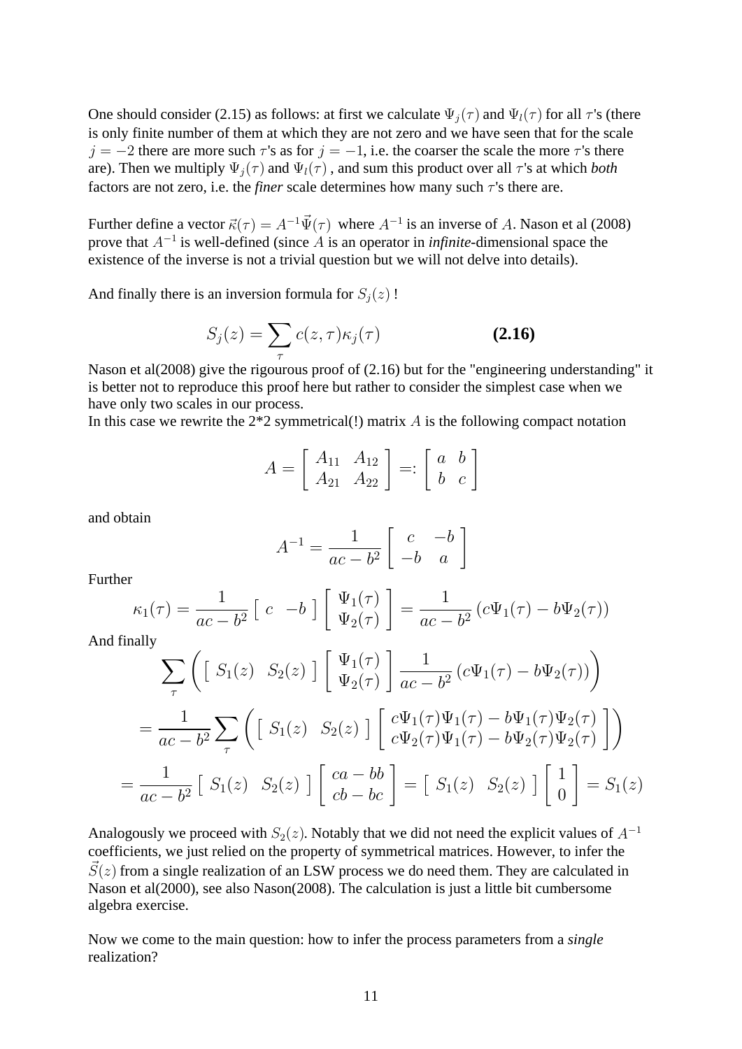One should consider (2.15) as follows: at first we calculate $\Psi_j(\tau)$ and $\Psi_l(\tau)$ for all $\tau$'s (there is only finite number of them at which they are not zero and we have seen that for the scale $j = -2$ there are more such $\tau$'s as for $j = -1$, i.e. the coarser the scale the more $\tau$'s there are). Then we multiply $\Psi_j(\tau)$ and $\Psi_l(\tau)$ , and sum this product over all $\tau$'s at which *both* factors are not zero, i.e. the *finer* scale determines how many such $\tau$'s there are.

Further define a vector $\vec{\kappa}(\tau) = A^{-1}\vec{\Psi}(\tau)$ where $A^{-1}$ is an inverse of $A$. Nason et al (2008) prove that $A^{-1}$ is well-defined (since $A$ is an operator in *infinite*-dimensional space the existence of the inverse is not a trivial question but we will not delve into details).

And finally there is an inversion formula for $S_j(z)$ !

$$S_j(z) = \sum_{\tau} c(z,\tau)\kappa_j(\tau) \qquad \textbf{(2.16)}$$

Nason et al(2008) give the rigourous proof of (2.16) but for the "engineering understanding" it is better not to reproduce this proof here but rather to consider the simplest case when we have only two scales in our process.
In this case we rewrite the 2*2 symmetrical(!) matrix $A$ is the following compact notation

$$A = \begin{bmatrix} A_{11} & A_{12} \\ A_{21} & A_{22} \end{bmatrix} =: \begin{bmatrix} a & b \\ b & c \end{bmatrix}$$

and obtain

$$A^{-1} = \frac{1}{ac - b^2} \begin{bmatrix} c & -b \\ -b & a \end{bmatrix}$$

Further

$$\kappa_1(\tau) = \frac{1}{ac-b^2} \begin{bmatrix} c & -b \end{bmatrix} \begin{bmatrix} \Psi_1(\tau) \\ \Psi_2(\tau) \end{bmatrix} = \frac{1}{ac-b^2}\left(c\Psi_1(\tau) - b\Psi_2(\tau)\right)$$

And finally

$$\sum_{\tau} \left( \begin{bmatrix} S_1(z) & S_2(z) \end{bmatrix} \begin{bmatrix} \Psi_1(\tau) \\ \Psi_2(\tau) \end{bmatrix} \frac{1}{ac-b^2}\left(c\Psi_1(\tau) - b\Psi_2(\tau)\right) \right)$$

$$= \frac{1}{ac-b^2} \sum_{\tau} \left( \begin{bmatrix} S_1(z) & S_2(z) \end{bmatrix} \begin{bmatrix} c\Psi_1(\tau)\Psi_1(\tau) - b\Psi_1(\tau)\Psi_2(\tau) \\ c\Psi_2(\tau)\Psi_1(\tau) - b\Psi_2(\tau)\Psi_2(\tau) \end{bmatrix} \right)$$

$$= \frac{1}{ac-b^2} \begin{bmatrix} S_1(z) & S_2(z) \end{bmatrix} \begin{bmatrix} ca - bb \\ cb - bc \end{bmatrix} = \begin{bmatrix} S_1(z) & S_2(z) \end{bmatrix} \begin{bmatrix} 1 \\ 0 \end{bmatrix} = S_1(z)$$

Analogously we proceed with $S_2(z)$. Notably that we did not need the explicit values of $A^{-1}$ coefficients, we just relied on the property of symmetrical matrices. However, to infer the $\vec{S}(z)$ from a single realization of an LSW process we do need them. They are calculated in Nason et al(2000), see also Nason(2008). The calculation is just a little bit cumbersome algebra exercise.

Now we come to the main question: how to infer the process parameters from a *single* realization?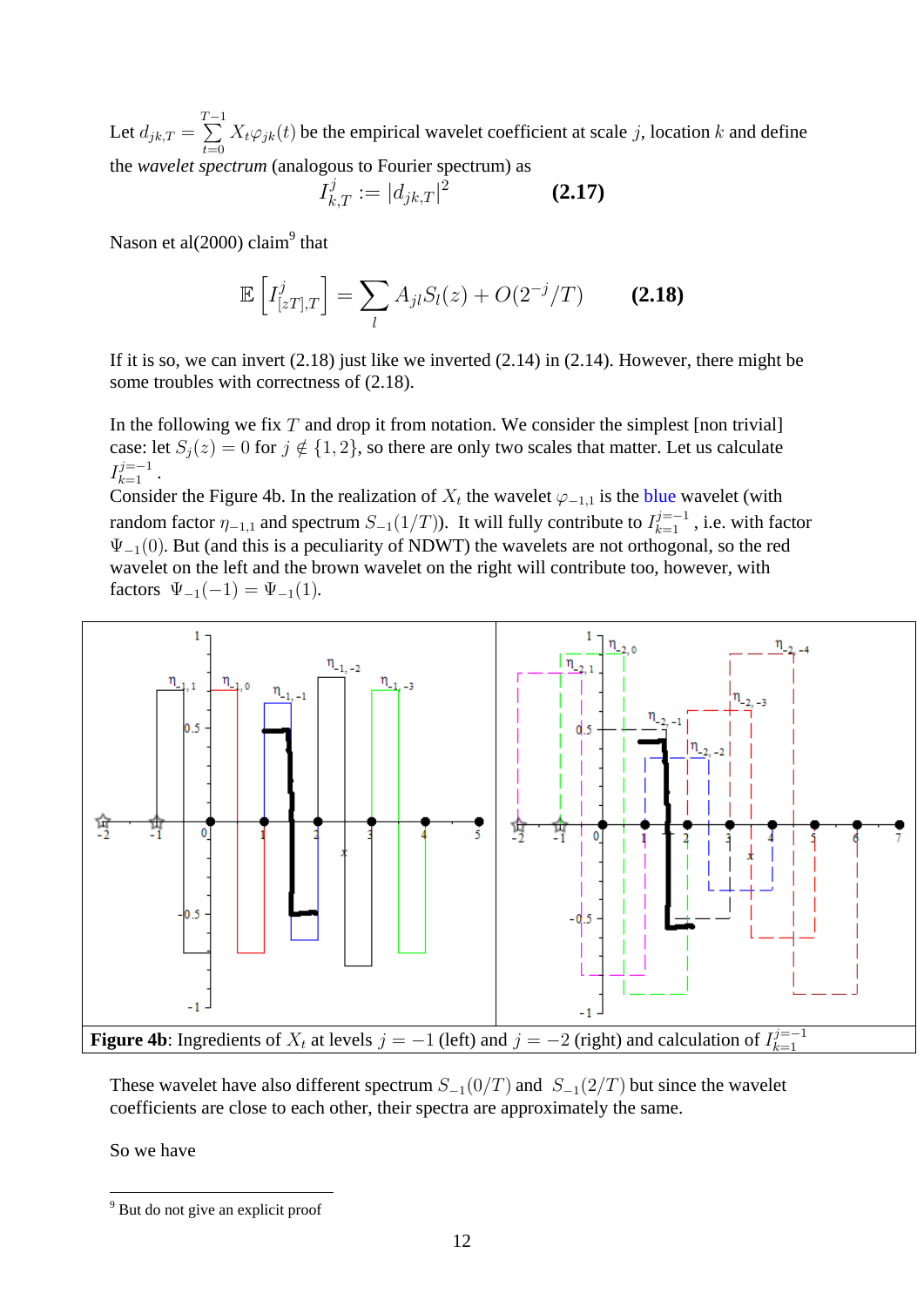Let $d_{jk,T} = \sum_{t=0}^{T-1} X_t \varphi_{jk}(t)$ be the empirical wavelet coefficient at scale $j$, location $k$ and define the *wavelet spectrum* (analogous to Fourier spectrum) as

$$I_{k,T}^{j} := |d_{jk,T}|^2 \qquad \textbf{(2.17)}$$

Nason et al(2000) claim[9] that

$$\mathbb{E}\left[I_{[zT],T}^{j}\right] = \sum_{l} A_{jl} S_l(z) + O(2^{-j}/T) \qquad \textbf{(2.18)}$$

If it is so, we can invert (2.18) just like we inverted (2.14) in (2.14). However, there might be some troubles with correctness of (2.18).

In the following we fix $T$ and drop it from notation. We consider the simplest [non trivial] case: let $S_j(z) = 0$ for $j \notin \{1, 2\}$, so there are only two scales that matter. Let us calculate $I_{k=1}^{j=-1}$.

Consider the Figure 4b. In the realization of $X_t$ the wavelet $\varphi_{-1,1}$ is the blue wavelet (with random factor $\eta_{-1,1}$ and spectrum $S_{-1}(1/T)$). It will fully contribute to $I_{k=1}^{j=-1}$, i.e. with factor $\Psi_{-1}(0)$. But (and this is a peculiarity of NDWT) the wavelets are not orthogonal, so the red wavelet on the left and the brown wavelet on the right will contribute too, however, with factors $\Psi_{-1}(-1) = \Psi_{-1}(1)$.

**Figure 4b**: Ingredients of $X_t$ at levels $j = -1$ (left) and $j = -2$ (right) and calculation of $I_{k=1}^{j=-1}$

These wavelet have also different spectrum $S_{-1}(0/T)$ and $S_{-1}(2/T)$ but since the wavelet coefficients are close to each other, their spectra are approximately the same.

So we have

[9] But do not give an explicit proof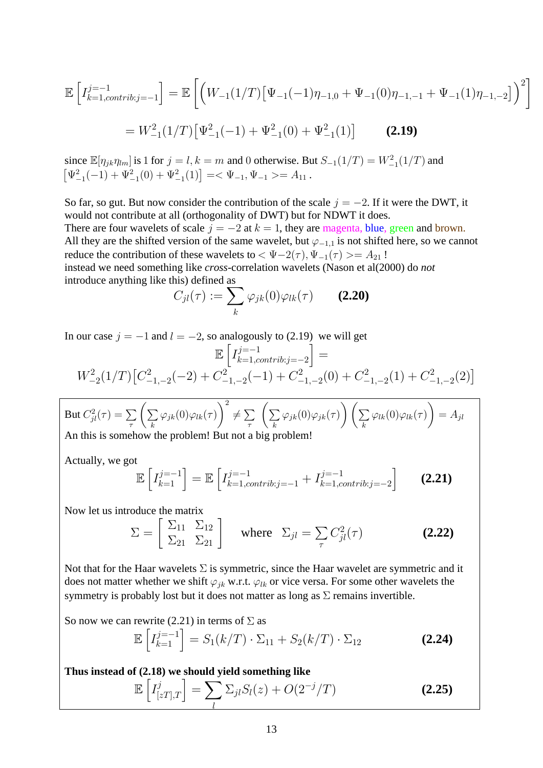$$\mathbb{E}\left[I_{k=1,contrib:j=-1}^{j=-1}\right] = \mathbb{E}\left[\left(W_{-1}(1/T)\left[\Psi_{-1}(-1)\eta_{-1,0} + \Psi_{-1}(0)\eta_{-1,-1} + \Psi_{-1}(1)\eta_{-1,-2}\right]\right)^2\right]$$

$$= W_{-1}^2(1/T)\left[\Psi_{-1}^2(-1) + \Psi_{-1}^2(0) + \Psi_{-1}^2(1)\right] \qquad \textbf{(2.19)}$$

since $\mathbb{E}[\eta_{jk}\eta_{lm}]$ is 1 for $j = l, k = m$ and 0 otherwise. But $S_{-1}(1/T) = W_{-1}^2(1/T)$ and $\left[\Psi_{-1}^2(-1) + \Psi_{-1}^2(0) + \Psi_{-1}^2(1)\right] =< \Psi_{-1}, \Psi_{-1} >= A_{11}$.

So far, so gut. But now consider the contribution of the scale $j = -2$. If it were the DWT, it would not contribute at all (orthogonality of DWT) but for NDWT it does.
There are four wavelets of scale $j = -2$ at $k = 1$, they are magenta, blue, green and brown.
All they are the shifted version of the same wavelet, but $\varphi_{-1,1}$ is not shifted here, so we cannot reduce the contribution of these wavelets to $< \Psi{-2}(\tau), \Psi_{-1}(\tau) >= A_{21}$ !
instead we need something like *cross*-correlation wavelets (Nason et al(2000) do *not* introduce anything like this) defined as

$$C_{jl}(\tau) := \sum_k \varphi_{jk}(0)\varphi_{lk}(\tau) \qquad \textbf{(2.20)}$$

In our case $j = -1$ and $l = -2$, so analogously to (2.19) we will get

$$\mathbb{E}\left[I_{k=1,contrib:j=-2}^{j=-1}\right] =$$
$$W_{-2}^2(1/T)\left[C_{-1,-2}^2(-2) + C_{-1,-2}^2(-1) + C_{-1,-2}^2(0) + C_{-1,-2}^2(1) + C_{-1,-2}^2(2)\right]$$

But $C_{jl}^2(\tau) = \sum_\tau \left(\sum_k \varphi_{jk}(0)\varphi_{lk}(\tau)\right)^2 \neq \sum_\tau \left(\sum_k \varphi_{jk}(0)\varphi_{jk}(\tau)\right)\left(\sum_k \varphi_{lk}(0)\varphi_{lk}(\tau)\right) = A_{jl}$
An this is somehow the problem! But not a big problem!

Actually, we got

$$\mathbb{E}\left[I_{k=1}^{j=-1}\right] = \mathbb{E}\left[I_{k=1,contrib:j=-1}^{j=-1} + I_{k=1,contrib:j=-2}^{j=-1}\right] \qquad \textbf{(2.21)}$$

Now let us introduce the matrix

$$\Sigma = \begin{bmatrix} \Sigma_{11} & \Sigma_{12} \\ \Sigma_{21} & \Sigma_{21} \end{bmatrix} \quad \text{where} \quad \Sigma_{jl} = \sum_\tau C_{jl}^2(\tau) \qquad \textbf{(2.22)}$$

Not that for the Haar wavelets $\Sigma$ is symmetric, since the Haar wavelet are symmetric and it does not matter whether we shift $\varphi_{jk}$ w.r.t. $\varphi_{lk}$ or vice versa. For some other wavelets the symmetry is probably lost but it does not matter as long as $\Sigma$ remains invertible.

So now we can rewrite (2.21) in terms of $\Sigma$ as

$$\mathbb{E}\left[I_{k=1}^{j=-1}\right] = S_1(k/T) \cdot \Sigma_{11} + S_2(k/T) \cdot \Sigma_{12} \qquad \textbf{(2.24)}$$

**Thus instead of (2.18) we should yield something like**

$$\mathbb{E}\left[I_{[zT],T}^{j}\right] = \sum_l \Sigma_{jl} S_l(z) + O(2^{-j}/T) \qquad \textbf{(2.25)}$$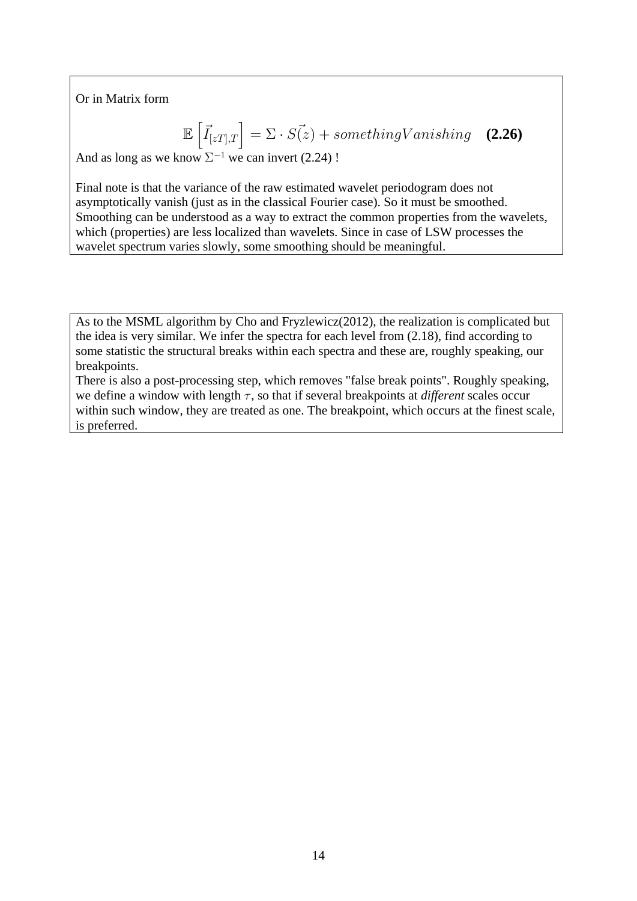Or in Matrix form

$$\mathbb{E}\left[\vec{I}_{[zT],T}\right] = \Sigma \cdot \vec{S(z)} + somethingVanishing \quad \textbf{(2.26)}$$

And as long as we know $\Sigma^{-1}$ we can invert (2.24) !

Final note is that the variance of the raw estimated wavelet periodogram does not asymptotically vanish (just as in the classical Fourier case). So it must be smoothed. Smoothing can be understood as a way to extract the common properties from the wavelets, which (properties) are less localized than wavelets. Since in case of LSW processes the wavelet spectrum varies slowly, some smoothing should be meaningful.

As to the MSML algorithm by Cho and Fryzlewicz(2012), the realization is complicated but the idea is very similar. We infer the spectra for each level from (2.18), find according to some statistic the structural breaks within each spectra and these are, roughly speaking, our breakpoints.
There is also a post-processing step, which removes "false break points". Roughly speaking, we define a window with length $\tau$, so that if several breakpoints at *different* scales occur within such window, they are treated as one. The breakpoint, which occurs at the finest scale, is preferred.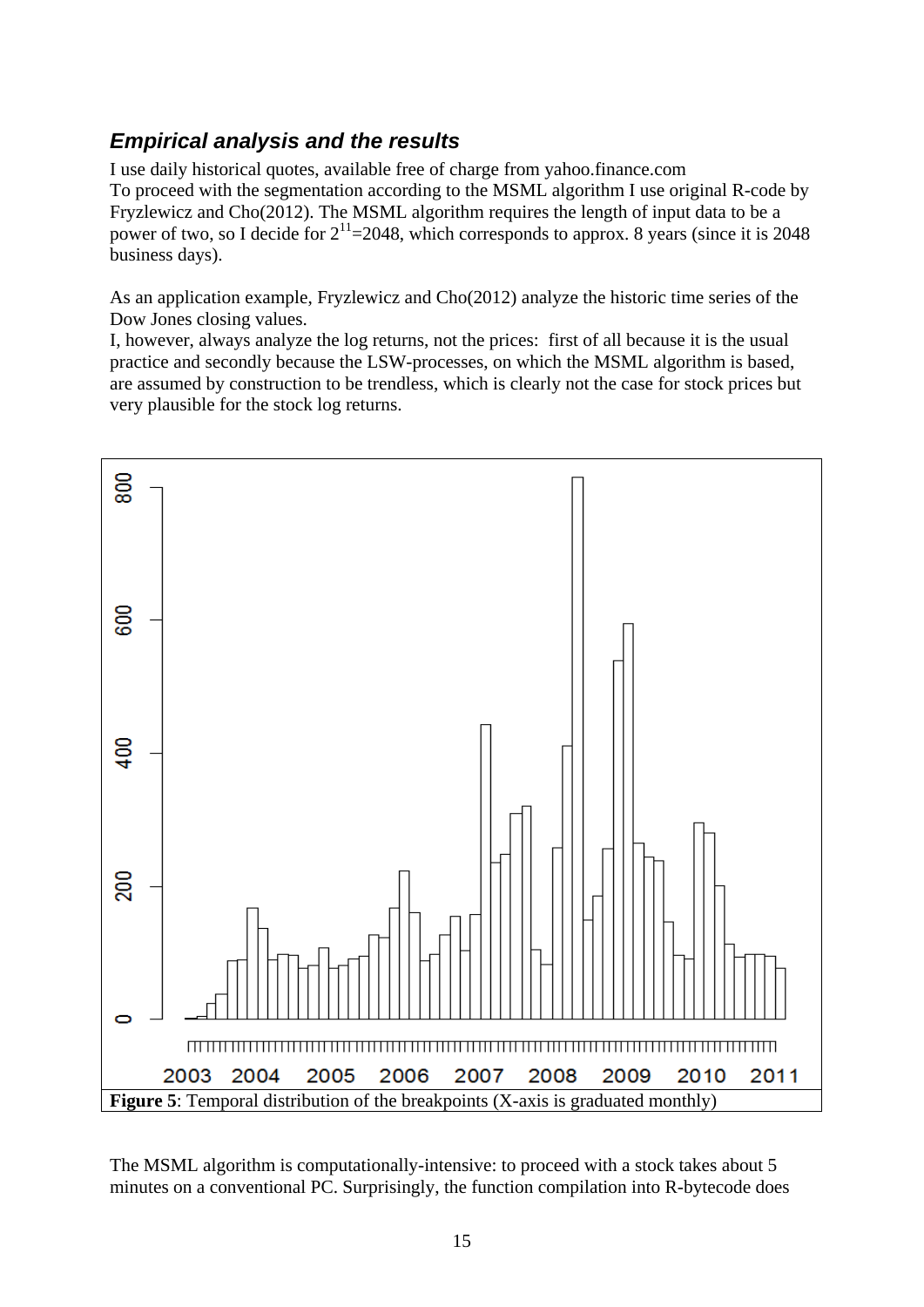### *Empirical analysis and the results*

I use daily historical quotes, available free of charge from yahoo.finance.com
To proceed with the segmentation according to the MSML algorithm I use original R-code by Fryzlewicz and Cho(2012). The MSML algorithm requires the length of input data to be a power of two, so I decide for $2^{11}$=2048, which corresponds to approx. 8 years (since it is 2048 business days).

As an application example, Fryzlewicz and Cho(2012) analyze the historic time series of the Dow Jones closing values.
I, however, always analyze the log returns, not the prices: first of all because it is the usual practice and secondly because the LSW-processes, on which the MSML algorithm is based, are assumed by construction to be trendless, which is clearly not the case for stock prices but very plausible for the stock log returns.

**Figure 5**: Temporal distribution of the breakpoints (X-axis is graduated monthly)

The MSML algorithm is computationally-intensive: to proceed with a stock takes about 5 minutes on a conventional PC. Surprisingly, the function compilation into R-bytecode does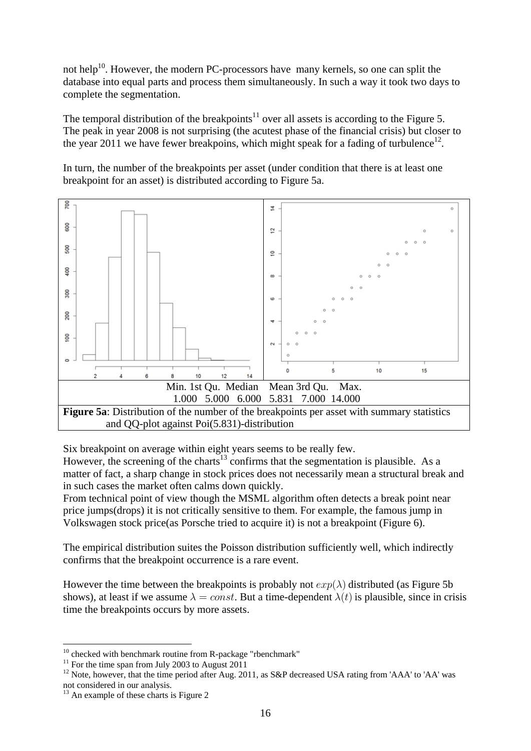not help[10]. However, the modern PC-processors have many kernels, so one can split the database into equal parts and process them simultaneously. In such a way it took two days to complete the segmentation.

The temporal distribution of the breakpoints[11] over all assets is according to the Figure 5. The peak in year 2008 is not surprising (the acutest phase of the financial crisis) but closer to the year 2011 we have fewer breakpoins, which might speak for a fading of turbulence[12].

In turn, the number of the breakpoints per asset (under condition that there is at least one breakpoint for an asset) is distributed according to Figure 5a.

| Min. | 1st Qu. | Median | Mean | 3rd Qu. | Max. |
|---|---|---|---|---|---|
| 1.000 | 5.000 | 6.000 | 5.831 | 7.000 | 14.000 |

**Figure 5a**: Distribution of the number of the breakpoints per asset with summary statistics and QQ-plot against Poi(5.831)-distribution

Six breakpoint on average within eight years seems to be really few.
However, the screening of the charts[13] confirms that the segmentation is plausible. As a matter of fact, a sharp change in stock prices does not necessarily mean a structural break and in such cases the market often calms down quickly.
From technical point of view though the MSML algorithm often detects a break point near price jumps(drops) it is not critically sensitive to them. For example, the famous jump in Volkswagen stock price(as Porsche tried to acquire it) is not a breakpoint (Figure 6).

The empirical distribution suites the Poisson distribution sufficiently well, which indirectly confirms that the breakpoint occurrence is a rare event.

However the time between the breakpoints is probably not $exp(\lambda)$ distributed (as Figure 5b shows), at least if we assume $\lambda = const$. But a time-dependent $\lambda(t)$ is plausible, since in crisis time the breakpoints occurs by more assets.

[10] checked with benchmark routine from R-package "rbenchmark"

[11] For the time span from July 2003 to August 2011

[12] Note, however, that the time period after Aug. 2011, as S&P decreased USA rating from 'AAA' to 'AA' was not considered in our analysis.

[13] An example of these charts is Figure 2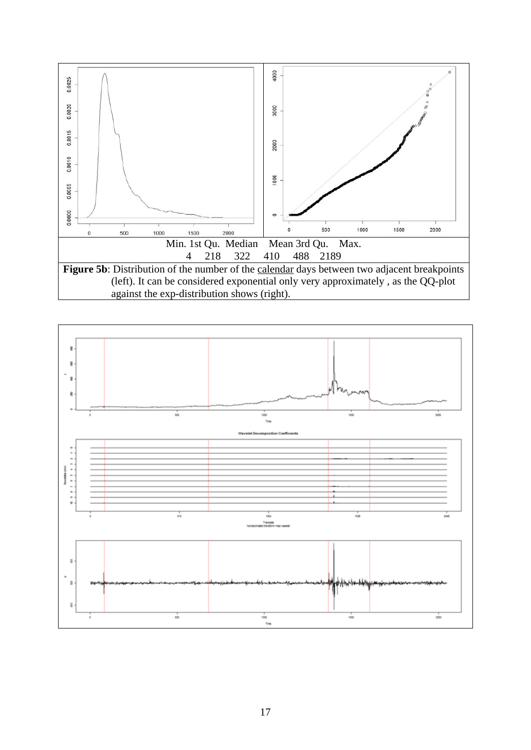| Min. | 1st Qu. | Median | Mean | 3rd Qu. | Max. |
|---|---|---|---|---|---|
| 4 | 218 | 322 | 410 | 488 | 2189 |

**Figure 5b**: Distribution of the number of the calendar days between two adjacent breakpoints (left). It can be considered exponential only very approximately , as the QQ-plot against the exp-distribution shows (right).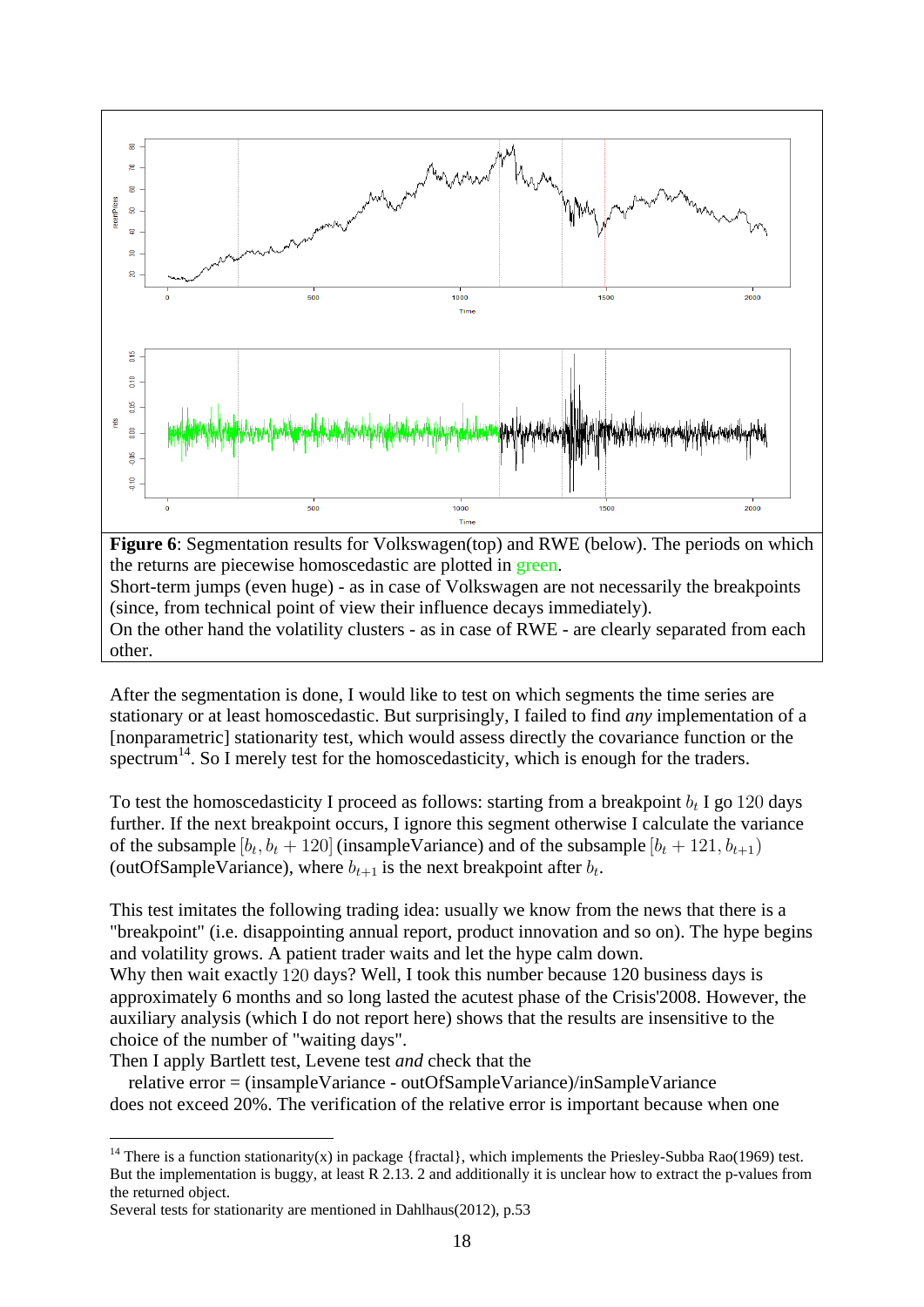**Figure 6**: Segmentation results for Volkswagen(top) and RWE (below). The periods on which the returns are piecewise homoscedastic are plotted in green.
Short-term jumps (even huge) - as in case of Volkswagen are not necessarily the breakpoints (since, from technical point of view their influence decays immediately).
On the other hand the volatility clusters - as in case of RWE - are clearly separated from each other.

After the segmentation is done, I would like to test on which segments the time series are stationary or at least homoscedastic. But surprisingly, I failed to find *any* implementation of a [nonparametric] stationarity test, which would assess directly the covariance function or the spectrum[14]. So I merely test for the homoscedasticity, which is enough for the traders.

To test the homoscedasticity I proceed as follows: starting from a breakpoint $b_t$ I go $120$ days further. If the next breakpoint occurs, I ignore this segment otherwise I calculate the variance of the subsample $[b_t, b_t + 120]$ (insampleVariance) and of the subsample $[b_t + 121, b_{t+1})$ (outOfSampleVariance), where $b_{t+1}$ is the next breakpoint after $b_t$.

This test imitates the following trading idea: usually we know from the news that there is a "breakpoint" (i.e. disappointing annual report, product innovation and so on). The hype begins and volatility grows. A patient trader waits and let the hype calm down.
Why then wait exactly $120$ days? Well, I took this number because 120 business days is approximately 6 months and so long lasted the acutest phase of the Crisis'2008. However, the auxiliary analysis (which I do not report here) shows that the results are insensitive to the choice of the number of "waiting days".
Then I apply Bartlett test, Levene test *and* check that the

relative error = (insampleVariance - outOfSampleVariance)/inSampleVariance

does not exceed 20%. The verification of the relative error is important because when one

---

[14] There is a function stationarity(x) in package {fractal}, which implements the Priesley-Subba Rao(1969) test. But the implementation is buggy, at least R 2.13. 2 and additionally it is unclear how to extract the p-values from the returned object.
Several tests for stationarity are mentioned in Dahlhaus(2012), p.53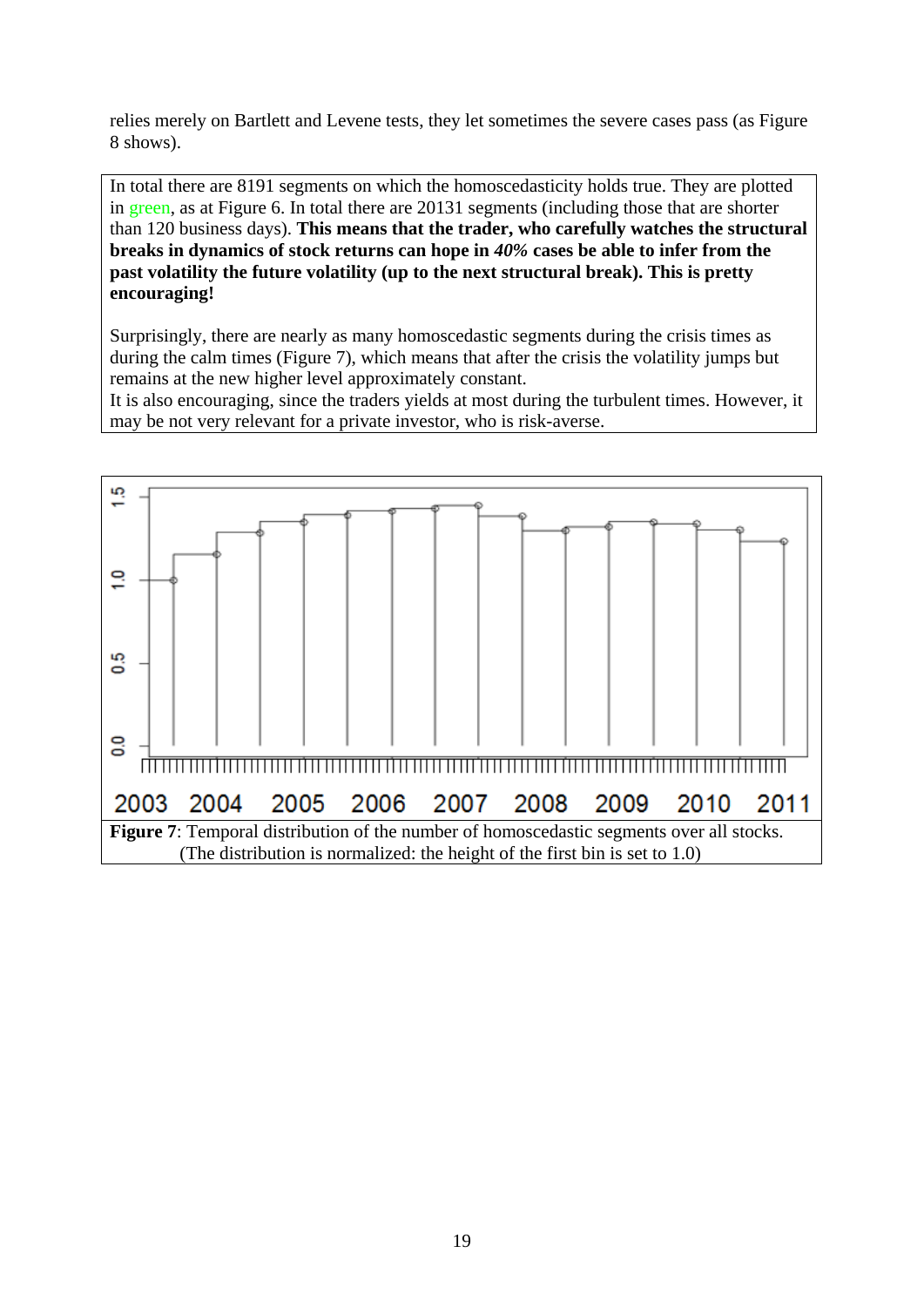relies merely on Bartlett and Levene tests, they let sometimes the severe cases pass (as Figure 8 shows).

In total there are 8191 segments on which the homoscedasticity holds true. They are plotted in green, as at Figure 6. In total there are 20131 segments (including those that are shorter than 120 business days). **This means that the trader, who carefully watches the structural breaks in dynamics of stock returns can hope in *40%* cases be able to infer from the past volatility the future volatility (up to the next structural break). This is pretty encouraging!**

Surprisingly, there are nearly as many homoscedastic segments during the crisis times as during the calm times (Figure 7), which means that after the crisis the volatility jumps but remains at the new higher level approximately constant.
It is also encouraging, since the traders yields at most during the turbulent times. However, it may be not very relevant for a private investor, who is risk-averse.

**Figure 7**: Temporal distribution of the number of homoscedastic segments over all stocks. (The distribution is normalized: the height of the first bin is set to 1.0)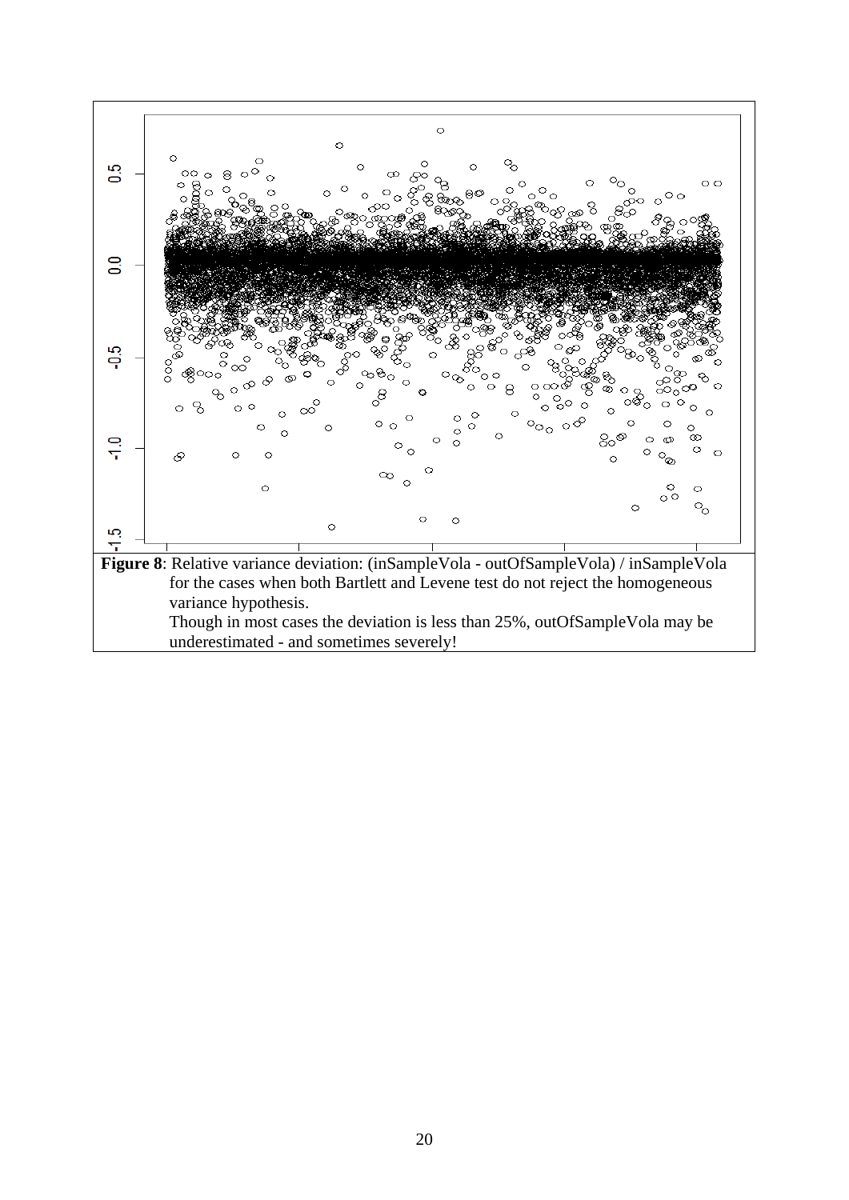**Figure 8**: Relative variance deviation: (inSampleVola - outOfSampleVola) / inSampleVola for the cases when both Bartlett and Levene test do not reject the homogeneous variance hypothesis.
Though in most cases the deviation is less than 25%, outOfSampleVola may be underestimated - and sometimes severely!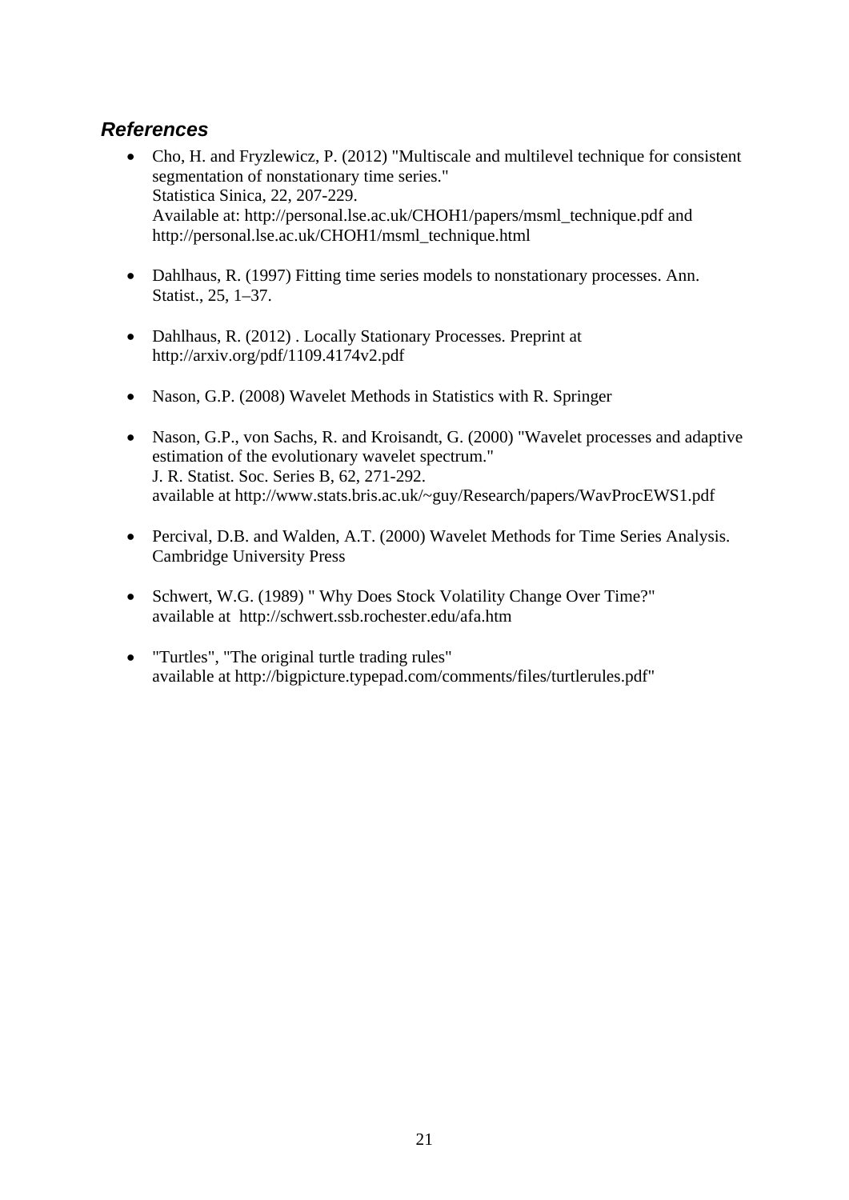## *References*

- Cho, H. and Fryzlewicz, P. (2012) "Multiscale and multilevel technique for consistent segmentation of nonstationary time series."
  Statistica Sinica, 22, 207-229.
  Available at: http://personal.lse.ac.uk/CHOH1/papers/msml_technique.pdf and http://personal.lse.ac.uk/CHOH1/msml_technique.html

- Dahlhaus, R. (1997) Fitting time series models to nonstationary processes. Ann. Statist., 25, 1–37.

- Dahlhaus, R. (2012) . Locally Stationary Processes. Preprint at http://arxiv.org/pdf/1109.4174v2.pdf

- Nason, G.P. (2008) Wavelet Methods in Statistics with R. Springer

- Nason, G.P., von Sachs, R. and Kroisandt, G. (2000) "Wavelet processes and adaptive estimation of the evolutionary wavelet spectrum."
  J. R. Statist. Soc. Series B, 62, 271-292.
  available at http://www.stats.bris.ac.uk/~guy/Research/papers/WavProcEWS1.pdf

- Percival, D.B. and Walden, A.T. (2000) Wavelet Methods for Time Series Analysis. Cambridge University Press

- Schwert, W.G. (1989) " Why Does Stock Volatility Change Over Time?"
  available at http://schwert.ssb.rochester.edu/afa.htm

- "Turtles", "The original turtle trading rules"
  available at http://bigpicture.typepad.com/comments/files/turtlerules.pdf"